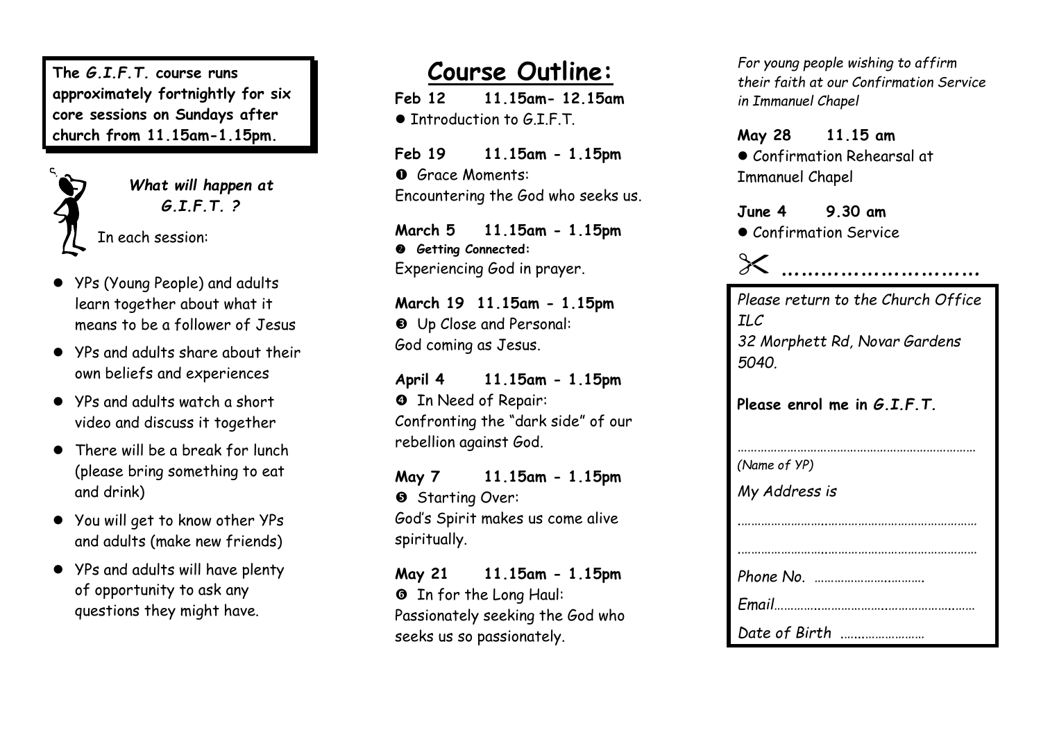**The *G.I.F.T.* course runs approximately fortnightly for six core sessions on Sundays after church from 11.15am-1.15pm.**

***What will happen at G.I.F.T. ?***

In each session:

- YPs (Young People) and adults learn together about what it means to be a follower of Jesus
- YPs and adults share about their own beliefs and experiences
- YPs and adults watch a short video and discuss it together
- There will be a break for lunch (please bring something to eat and drink)
- You will get to know other YPs and adults (make new friends)
- YPs and adults will have plenty of opportunity to ask any questions they might have.

# Course Outline:

**Feb 12 11.15am- 12.15am**
- Introduction to G.I.F.T.

**Feb 19 11.15am - 1.15pm**
❶ Grace Moments:
Encountering the God who seeks us.

**March 5 11.15am - 1.15pm**
❷ ***Getting Connected:***
Experiencing God in prayer.

**March 19 11.15am - 1.15pm**
❸ Up Close and Personal:
God coming as Jesus.

**April 4 11.15am - 1.15pm**
❹ In Need of Repair:
Confronting the "dark side" of our rebellion against God.

**May 7 11.15am - 1.15pm**
❺ Starting Over:
God's Spirit makes us come alive spiritually.

**May 21 11.15am - 1.15pm**
❻ In for the Long Haul:
Passionately seeking the God who seeks us so passionately.

*For young people wishing to affirm their faith at our Confirmation Service in Immanuel Chapel*

**May 28 11.15 am**
- Confirmation Rehearsal at Immanuel Chapel

**June 4 9.30 am**
- Confirmation Service

✂ ..............................

*Please return to the Church Office ILC*
*32 Morphett Rd, Novar Gardens 5040.*

**Please enrol me in *G.I.F.T.***

.......................................................................
*(Name of YP)*

*My Address is*

.......................................................................

.......................................................................

*Phone No.* ..................................

*Email*.........................................................................

*Date of Birth* .........................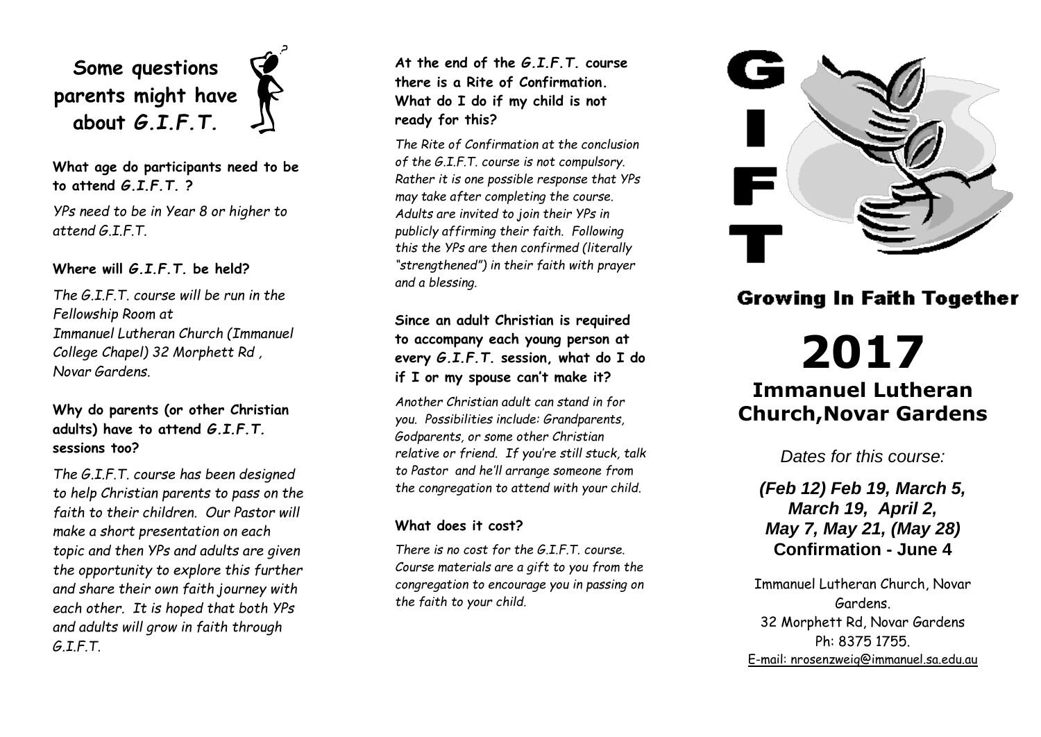## Some questions parents might have about *G.I.F.T.*

**What age do participants need to be to attend *G.I.F.T.* ?**

*YPs need to be in Year 8 or higher to attend G.I.F.T.*

**Where will *G.I.F.T.* be held?**

*The G.I.F.T. course will be run in the Fellowship Room at Immanuel Lutheran Church (Immanuel College Chapel) 32 Morphett Rd , Novar Gardens.*

**Why do parents (or other Christian adults) have to attend *G.I.F.T.* sessions too?**

*The G.I.F.T. course has been designed to help Christian parents to pass on the faith to their children. Our Pastor will make a short presentation on each topic and then YPs and adults are given the opportunity to explore this further and share their own faith journey with each other. It is hoped that both YPs and adults will grow in faith through G.I.F.T.*

**At the end of the *G.I.F.T.* course there is a Rite of Confirmation. What do I do if my child is not ready for this?**

*The Rite of Confirmation at the conclusion of the G.I.F.T. course is not compulsory. Rather it is one possible response that YPs may take after completing the course. Adults are invited to join their YPs in publicly affirming their faith. Following this the YPs are then confirmed (literally "strengthened") in their faith with prayer and a blessing.*

**Since an adult Christian is required to accompany each young person at every *G.I.F.T.* session, what do I do if I or my spouse can't make it?**

*Another Christian adult can stand in for you. Possibilities include: Grandparents, Godparents, or some other Christian relative or friend. If you're still stuck, talk to Pastor and he'll arrange someone from the congregation to attend with your child.*

**What does it cost?**

*There is no cost for the G.I.F.T. course. Course materials are a gift to you from the congregation to encourage you in passing on the faith to your child.*

# G I F T

## Growing In Faith Together

# 2017

## Immanuel Lutheran Church,Novar Gardens

*Dates for this course:*

***(Feb 12) Feb 19, March 5, March 19, April 2, May 7, May 21, (May 28)***
**Confirmation - June 4**

Immanuel Lutheran Church, Novar Gardens.
32 Morphett Rd, Novar Gardens
Ph: 8375 1755.
E-mail: nrosenzweig@immanuel.sa.edu.au